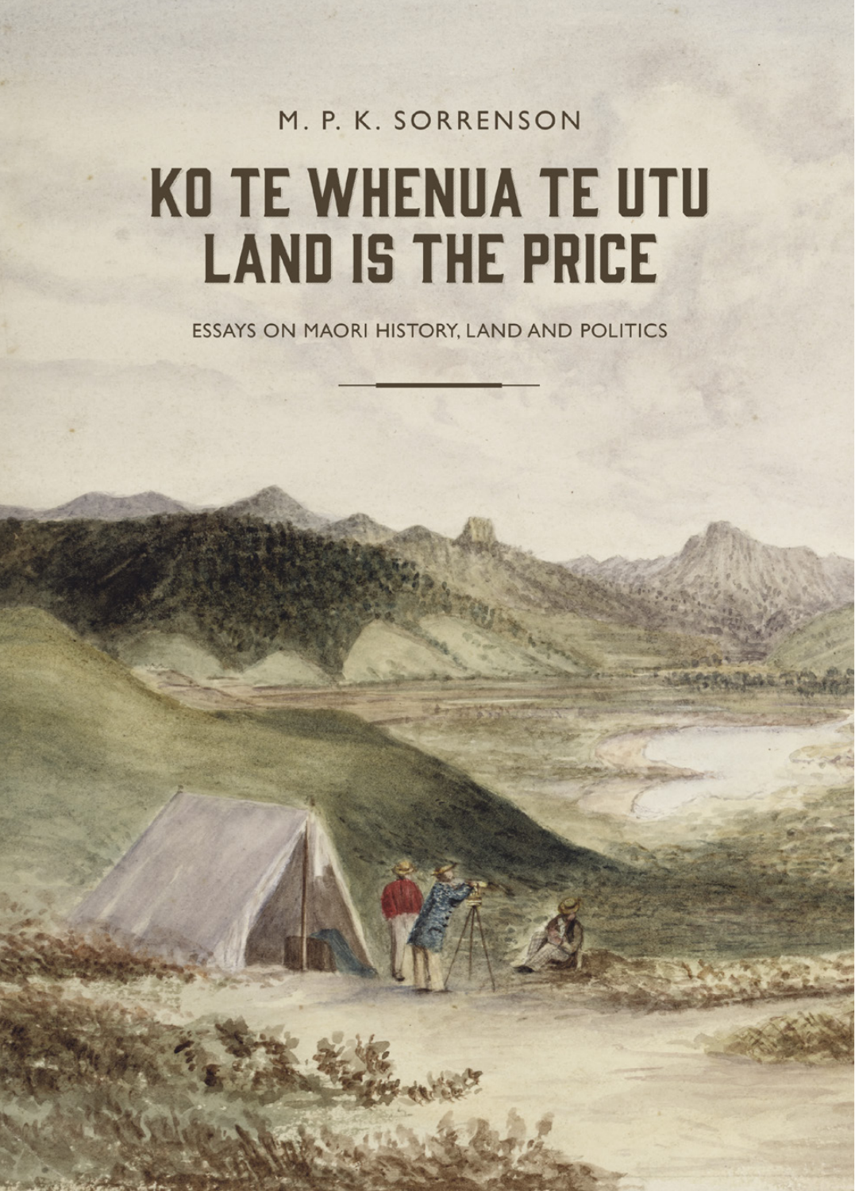M. P. K. SORRENSON

# KO TE WHENUA TE UTU LAND IS THE PRICE

ESSAYS ON MAORI HISTORY, LAND AND POLITICS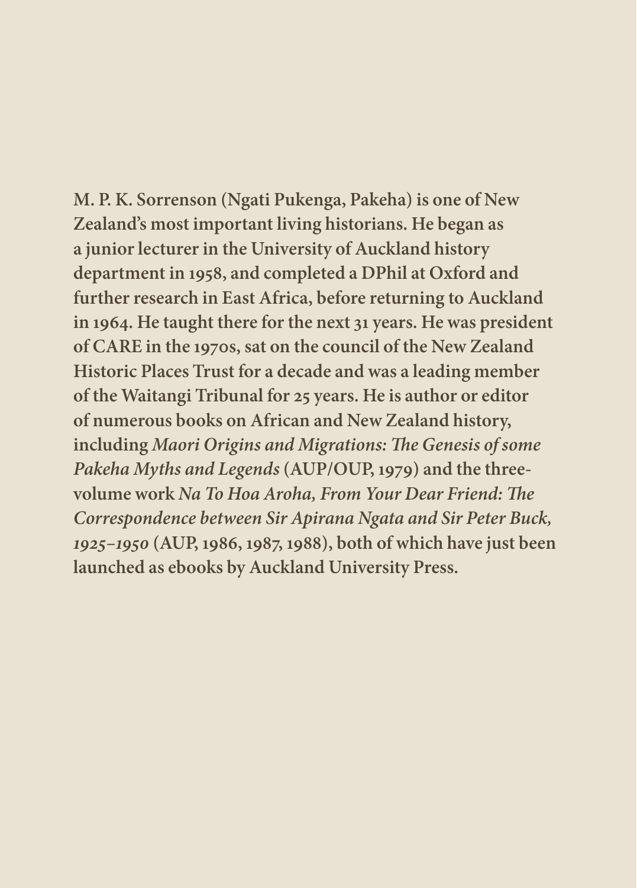**M. P. K. Sorrenson (Ngati Pukenga, Pakeha) is one of New Zealand's most important living historians. He began as a junior lecturer in the University of Auckland history department in 1958, and completed a DPhil at Oxford and further research in East Africa, before returning to Auckland in 1964. He taught there for the next 31 years. He was president of CARE in the 1970s, sat on the council of the New Zealand Historic Places Trust for a decade and was a leading member of the Waitangi Tribunal for 25 years. He is author or editor of numerous books on African and New Zealand history, including *Maori Origins and Migrations: The Genesis of some Pakeha Myths and Legends* (AUP/OUP, 1979) and the three-volume work *Na To Hoa Aroha, From Your Dear Friend: The Correspondence between Sir Apirana Ngata and Sir Peter Buck, 1925–1950* (AUP, 1986, 1987, 1988), both of which have just been launched as ebooks by Auckland University Press.**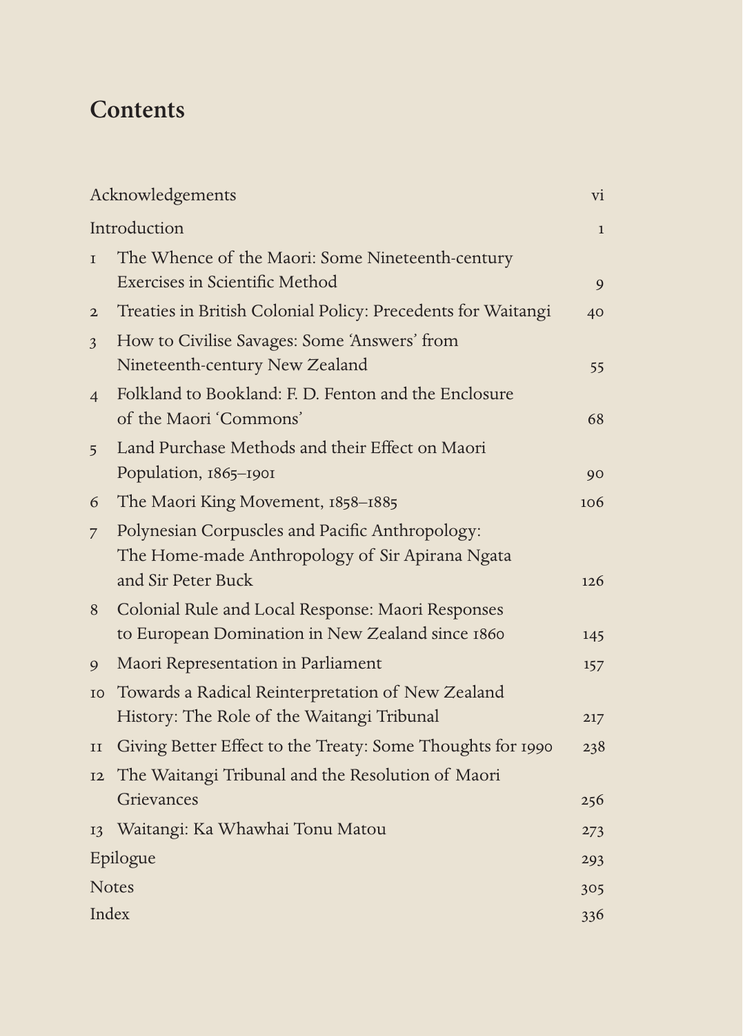# Contents

| | | |
|---|---|---|
| Acknowledgements | | vi |
| Introduction | | 1 |
| 1 | The Whence of the Maori: Some Nineteenth-century Exercises in Scientific Method | 9 |
| 2 | Treaties in British Colonial Policy: Precedents for Waitangi | 40 |
| 3 | How to Civilise Savages: Some 'Answers' from Nineteenth-century New Zealand | 55 |
| 4 | Folkland to Bookland: F. D. Fenton and the Enclosure of the Maori 'Commons' | 68 |
| 5 | Land Purchase Methods and their Effect on Maori Population, 1865–1901 | 90 |
| 6 | The Maori King Movement, 1858–1885 | 106 |
| 7 | Polynesian Corpuscles and Pacific Anthropology: The Home-made Anthropology of Sir Apirana Ngata and Sir Peter Buck | 126 |
| 8 | Colonial Rule and Local Response: Maori Responses to European Domination in New Zealand since 1860 | 145 |
| 9 | Maori Representation in Parliament | 157 |
| 10 | Towards a Radical Reinterpretation of New Zealand History: The Role of the Waitangi Tribunal | 217 |
| 11 | Giving Better Effect to the Treaty: Some Thoughts for 1990 | 238 |
| 12 | The Waitangi Tribunal and the Resolution of Maori Grievances | 256 |
| 13 | Waitangi: Ka Whawhai Tonu Matou | 273 |
| Epilogue | | 293 |
| Notes | | 305 |
| Index | | 336 |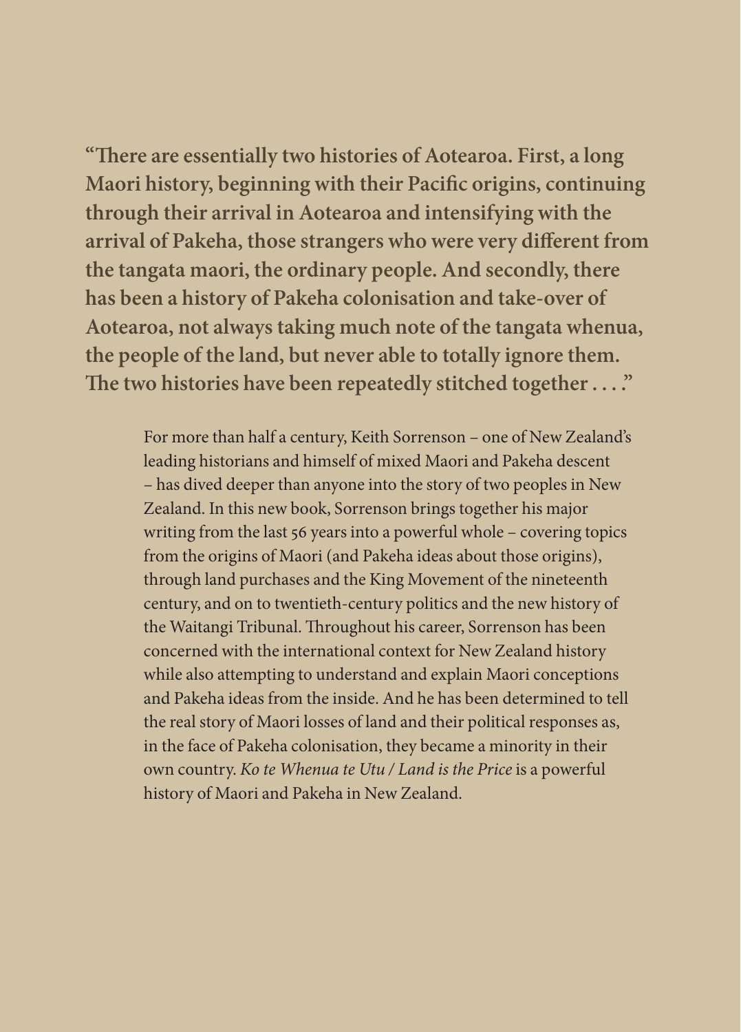**"There are essentially two histories of Aotearoa. First, a long Maori history, beginning with their Pacific origins, continuing through their arrival in Aotearoa and intensifying with the arrival of Pakeha, those strangers who were very different from the tangata maori, the ordinary people. And secondly, there has been a history of Pakeha colonisation and take-over of Aotearoa, not always taking much note of the tangata whenua, the people of the land, but never able to totally ignore them. The two histories have been repeatedly stitched together . . . ."**

For more than half a century, Keith Sorrenson – one of New Zealand's leading historians and himself of mixed Maori and Pakeha descent – has dived deeper than anyone into the story of two peoples in New Zealand. In this new book, Sorrenson brings together his major writing from the last 56 years into a powerful whole – covering topics from the origins of Maori (and Pakeha ideas about those origins), through land purchases and the King Movement of the nineteenth century, and on to twentieth-century politics and the new history of the Waitangi Tribunal. Throughout his career, Sorrenson has been concerned with the international context for New Zealand history while also attempting to understand and explain Maori conceptions and Pakeha ideas from the inside. And he has been determined to tell the real story of Maori losses of land and their political responses as, in the face of Pakeha colonisation, they became a minority in their own country. *Ko te Whenua te Utu / Land is the Price* is a powerful history of Maori and Pakeha in New Zealand.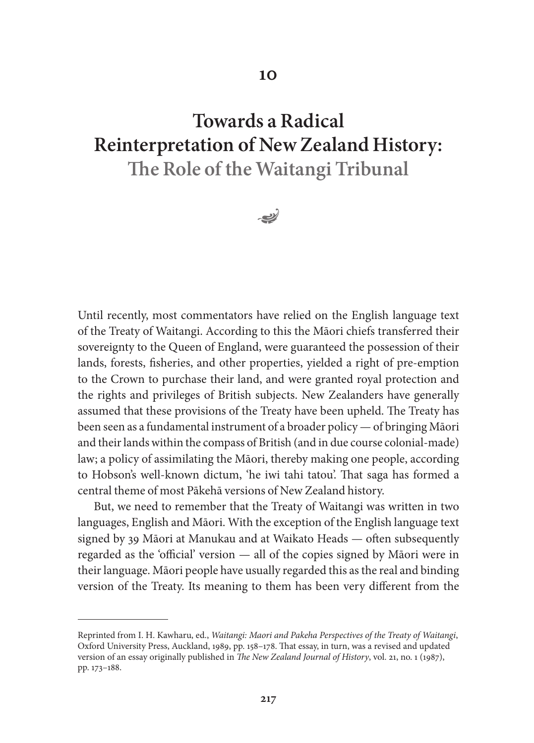# 10

# Towards a Radical Reinterpretation of New Zealand History: The Role of the Waitangi Tribunal

Until recently, most commentators have relied on the English language text of the Treaty of Waitangi. According to this the Māori chiefs transferred their sovereignty to the Queen of England, were guaranteed the possession of their lands, forests, fisheries, and other properties, yielded a right of pre-emption to the Crown to purchase their land, and were granted royal protection and the rights and privileges of British subjects. New Zealanders have generally assumed that these provisions of the Treaty have been upheld. The Treaty has been seen as a fundamental instrument of a broader policy — of bringing Māori and their lands within the compass of British (and in due course colonial-made) law; a policy of assimilating the Māori, thereby making one people, according to Hobson's well-known dictum, 'he iwi tahi tatou'. That saga has formed a central theme of most Pākehā versions of New Zealand history.

But, we need to remember that the Treaty of Waitangi was written in two languages, English and Māori. With the exception of the English language text signed by 39 Māori at Manukau and at Waikato Heads — often subsequently regarded as the 'official' version — all of the copies signed by Māori were in their language. Māori people have usually regarded this as the real and binding version of the Treaty. Its meaning to them has been very different from the

---

Reprinted from I. H. Kawharu, ed., *Waitangi: Maori and Pakeha Perspectives of the Treaty of Waitangi*, Oxford University Press, Auckland, 1989, pp. 158–178. That essay, in turn, was a revised and updated version of an essay originally published in *The New Zealand Journal of History*, vol. 21, no. 1 (1987), pp. 173–188.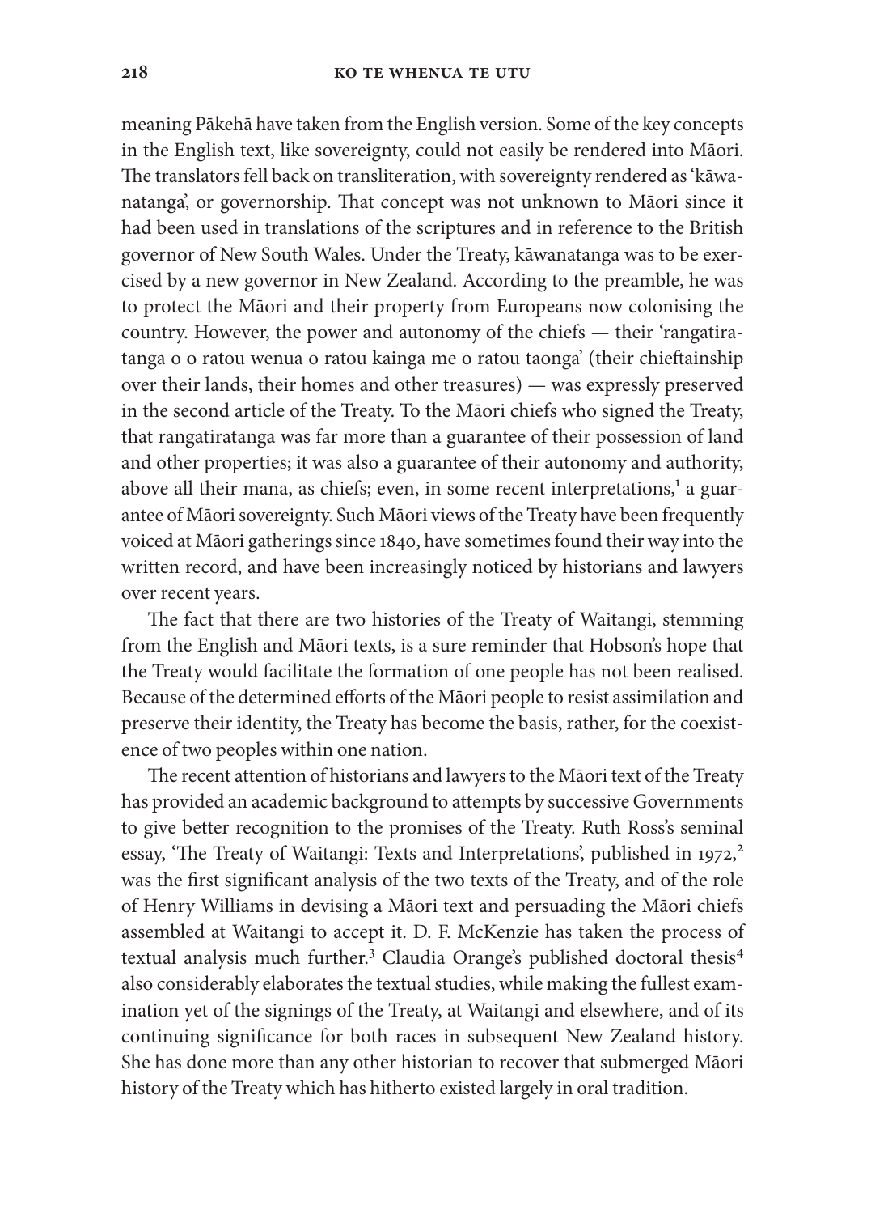meaning Pākehā have taken from the English version. Some of the key concepts in the English text, like sovereignty, could not easily be rendered into Māori. The translators fell back on transliteration, with sovereignty rendered as 'kāwanatanga', or governorship. That concept was not unknown to Māori since it had been used in translations of the scriptures and in reference to the British governor of New South Wales. Under the Treaty, kāwanatanga was to be exercised by a new governor in New Zealand. According to the preamble, he was to protect the Māori and their property from Europeans now colonising the country. However, the power and autonomy of the chiefs — their 'rangatiratanga o o ratou wenua o ratou kainga me o ratou taonga' (their chieftainship over their lands, their homes and other treasures) — was expressly preserved in the second article of the Treaty. To the Māori chiefs who signed the Treaty, that rangatiratanga was far more than a guarantee of their possession of land and other properties; it was also a guarantee of their autonomy and authority, above all their mana, as chiefs; even, in some recent interpretations,[1] a guarantee of Māori sovereignty. Such Māori views of the Treaty have been frequently voiced at Māori gatherings since 1840, have sometimes found their way into the written record, and have been increasingly noticed by historians and lawyers over recent years.

The fact that there are two histories of the Treaty of Waitangi, stemming from the English and Māori texts, is a sure reminder that Hobson's hope that the Treaty would facilitate the formation of one people has not been realised. Because of the determined efforts of the Māori people to resist assimilation and preserve their identity, the Treaty has become the basis, rather, for the coexistence of two peoples within one nation.

The recent attention of historians and lawyers to the Māori text of the Treaty has provided an academic background to attempts by successive Governments to give better recognition to the promises of the Treaty. Ruth Ross's seminal essay, 'The Treaty of Waitangi: Texts and Interpretations', published in 1972,[2] was the first significant analysis of the two texts of the Treaty, and of the role of Henry Williams in devising a Māori text and persuading the Māori chiefs assembled at Waitangi to accept it. D. F. McKenzie has taken the process of textual analysis much further.[3] Claudia Orange's published doctoral thesis[4] also considerably elaborates the textual studies, while making the fullest examination yet of the signings of the Treaty, at Waitangi and elsewhere, and of its continuing significance for both races in subsequent New Zealand history. She has done more than any other historian to recover that submerged Māori history of the Treaty which has hitherto existed largely in oral tradition.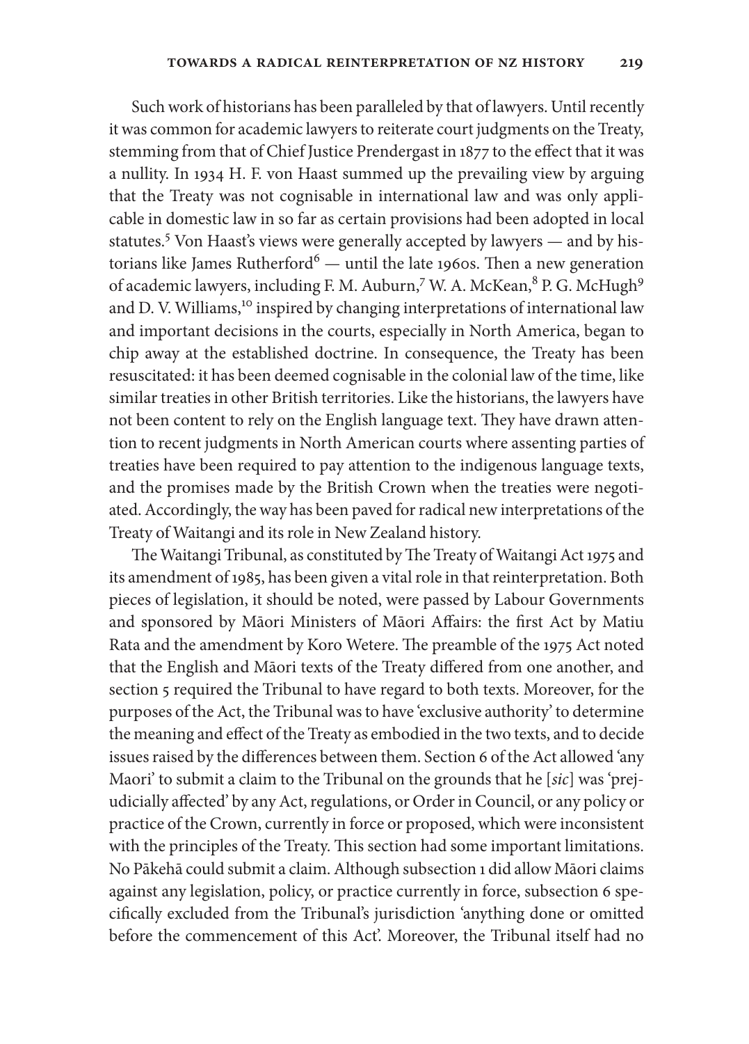Such work of historians has been paralleled by that of lawyers. Until recently it was common for academic lawyers to reiterate court judgments on the Treaty, stemming from that of Chief Justice Prendergast in 1877 to the effect that it was a nullity. In 1934 H. F. von Haast summed up the prevailing view by arguing that the Treaty was not cognisable in international law and was only applicable in domestic law in so far as certain provisions had been adopted in local statutes.[5] Von Haast's views were generally accepted by lawyers — and by historians like James Rutherford[6] — until the late 1960s. Then a new generation of academic lawyers, including F. M. Auburn,[7] W. A. McKean,[8] P. G. McHugh[9] and D. V. Williams,[10] inspired by changing interpretations of international law and important decisions in the courts, especially in North America, began to chip away at the established doctrine. In consequence, the Treaty has been resuscitated: it has been deemed cognisable in the colonial law of the time, like similar treaties in other British territories. Like the historians, the lawyers have not been content to rely on the English language text. They have drawn attention to recent judgments in North American courts where assenting parties of treaties have been required to pay attention to the indigenous language texts, and the promises made by the British Crown when the treaties were negotiated. Accordingly, the way has been paved for radical new interpretations of the Treaty of Waitangi and its role in New Zealand history.

The Waitangi Tribunal, as constituted by The Treaty of Waitangi Act 1975 and its amendment of 1985, has been given a vital role in that reinterpretation. Both pieces of legislation, it should be noted, were passed by Labour Governments and sponsored by Māori Ministers of Māori Affairs: the first Act by Matiu Rata and the amendment by Koro Wetere. The preamble of the 1975 Act noted that the English and Māori texts of the Treaty differed from one another, and section 5 required the Tribunal to have regard to both texts. Moreover, for the purposes of the Act, the Tribunal was to have 'exclusive authority' to determine the meaning and effect of the Treaty as embodied in the two texts, and to decide issues raised by the differences between them. Section 6 of the Act allowed 'any Maori' to submit a claim to the Tribunal on the grounds that he [*sic*] was 'prejudicially affected' by any Act, regulations, or Order in Council, or any policy or practice of the Crown, currently in force or proposed, which were inconsistent with the principles of the Treaty. This section had some important limitations. No Pākehā could submit a claim. Although subsection 1 did allow Māori claims against any legislation, policy, or practice currently in force, subsection 6 specifically excluded from the Tribunal's jurisdiction 'anything done or omitted before the commencement of this Act'. Moreover, the Tribunal itself had no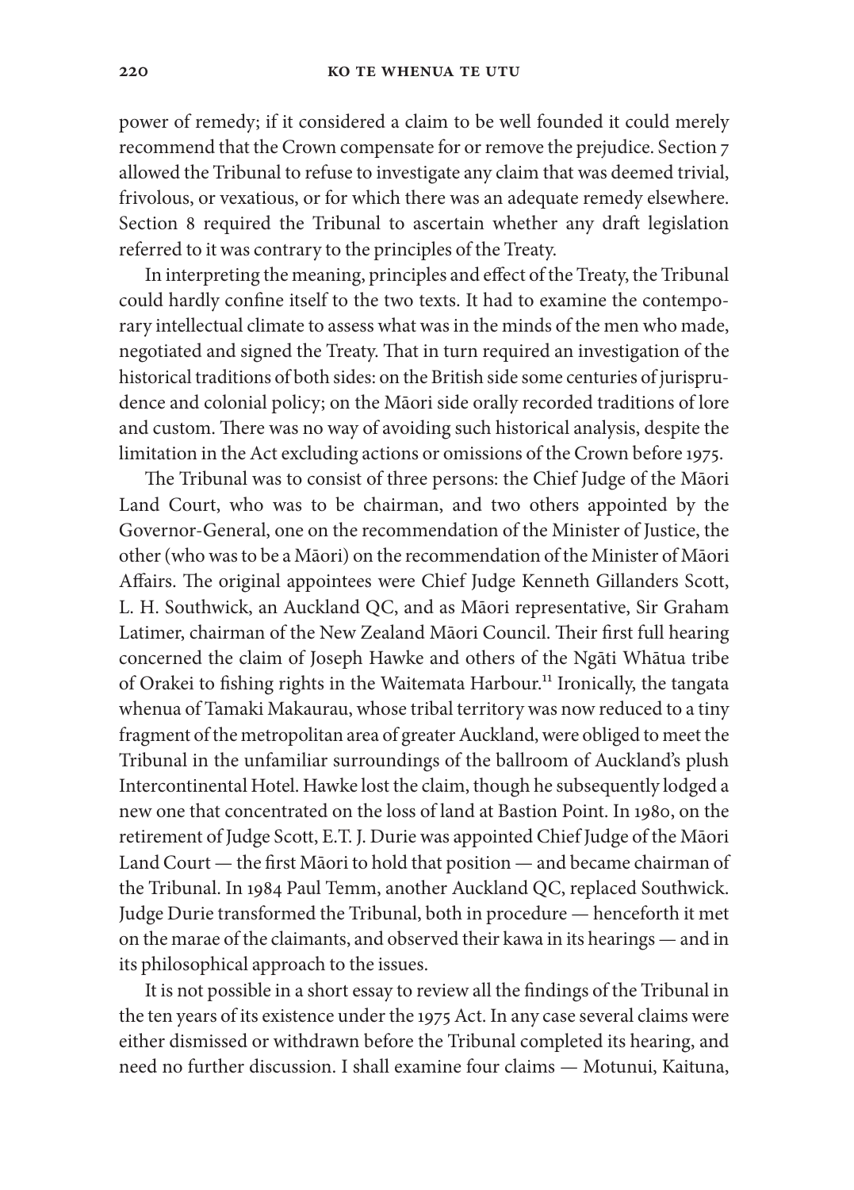power of remedy; if it considered a claim to be well founded it could merely recommend that the Crown compensate for or remove the prejudice. Section 7 allowed the Tribunal to refuse to investigate any claim that was deemed trivial, frivolous, or vexatious, or for which there was an adequate remedy elsewhere. Section 8 required the Tribunal to ascertain whether any draft legislation referred to it was contrary to the principles of the Treaty.

In interpreting the meaning, principles and effect of the Treaty, the Tribunal could hardly confine itself to the two texts. It had to examine the contemporary intellectual climate to assess what was in the minds of the men who made, negotiated and signed the Treaty. That in turn required an investigation of the historical traditions of both sides: on the British side some centuries of jurisprudence and colonial policy; on the Māori side orally recorded traditions of lore and custom. There was no way of avoiding such historical analysis, despite the limitation in the Act excluding actions or omissions of the Crown before 1975.

The Tribunal was to consist of three persons: the Chief Judge of the Māori Land Court, who was to be chairman, and two others appointed by the Governor-General, one on the recommendation of the Minister of Justice, the other (who was to be a Māori) on the recommendation of the Minister of Māori Affairs. The original appointees were Chief Judge Kenneth Gillanders Scott, L. H. Southwick, an Auckland QC, and as Māori representative, Sir Graham Latimer, chairman of the New Zealand Māori Council. Their first full hearing concerned the claim of Joseph Hawke and others of the Ngāti Whātua tribe of Orakei to fishing rights in the Waitemata Harbour.[11] Ironically, the tangata whenua of Tamaki Makaurau, whose tribal territory was now reduced to a tiny fragment of the metropolitan area of greater Auckland, were obliged to meet the Tribunal in the unfamiliar surroundings of the ballroom of Auckland's plush Intercontinental Hotel. Hawke lost the claim, though he subsequently lodged a new one that concentrated on the loss of land at Bastion Point. In 1980, on the retirement of Judge Scott, E.T. J. Durie was appointed Chief Judge of the Māori Land Court — the first Māori to hold that position — and became chairman of the Tribunal. In 1984 Paul Temm, another Auckland QC, replaced Southwick. Judge Durie transformed the Tribunal, both in procedure — henceforth it met on the marae of the claimants, and observed their kawa in its hearings — and in its philosophical approach to the issues.

It is not possible in a short essay to review all the findings of the Tribunal in the ten years of its existence under the 1975 Act. In any case several claims were either dismissed or withdrawn before the Tribunal completed its hearing, and need no further discussion. I shall examine four claims — Motunui, Kaituna,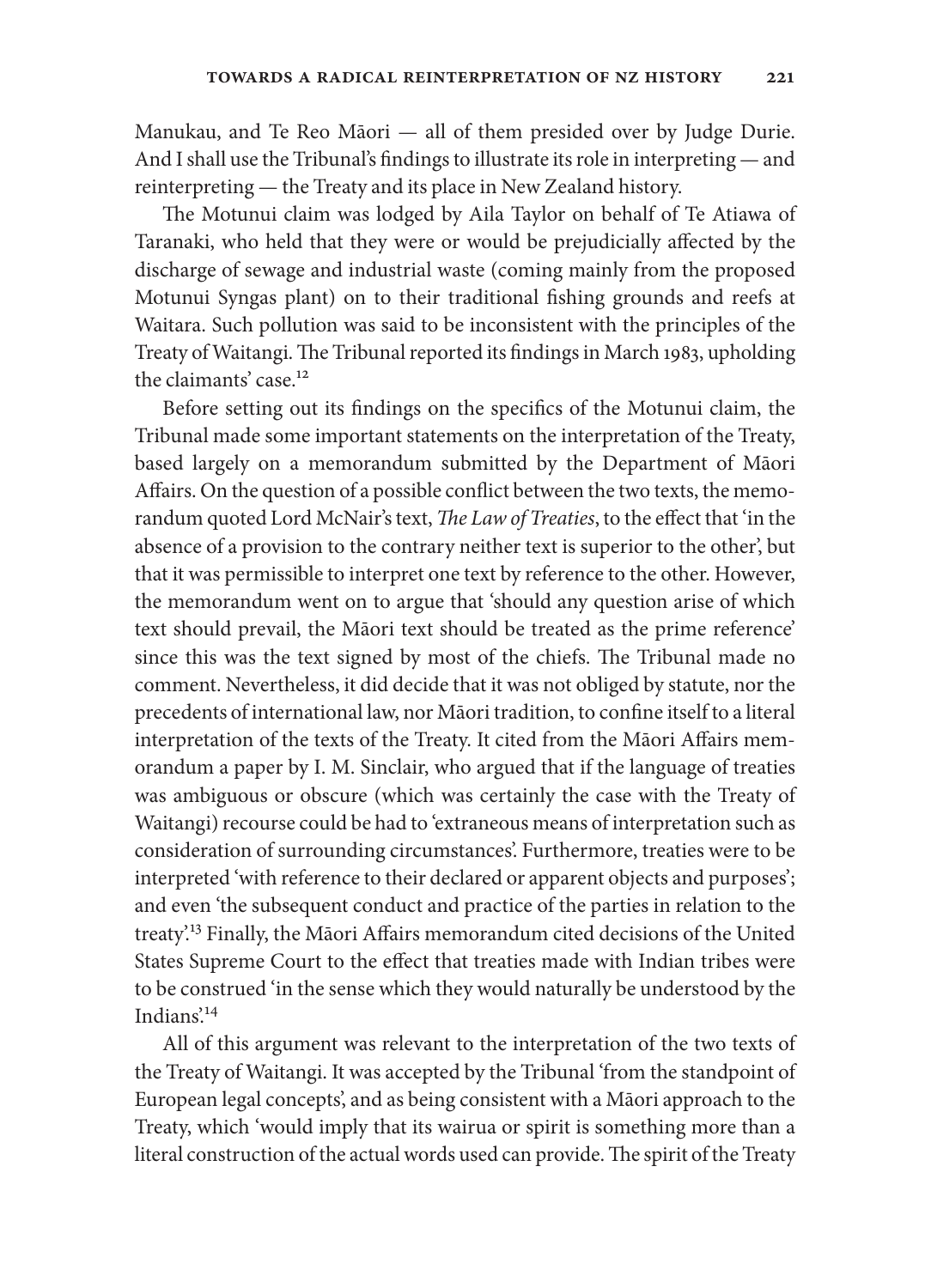Manukau, and Te Reo Māori — all of them presided over by Judge Durie. And I shall use the Tribunal's findings to illustrate its role in interpreting — and reinterpreting — the Treaty and its place in New Zealand history.

The Motunui claim was lodged by Aila Taylor on behalf of Te Atiawa of Taranaki, who held that they were or would be prejudicially affected by the discharge of sewage and industrial waste (coming mainly from the proposed Motunui Syngas plant) on to their traditional fishing grounds and reefs at Waitara. Such pollution was said to be inconsistent with the principles of the Treaty of Waitangi. The Tribunal reported its findings in March 1983, upholding the claimants' case.[12]

Before setting out its findings on the specifics of the Motunui claim, the Tribunal made some important statements on the interpretation of the Treaty, based largely on a memorandum submitted by the Department of Māori Affairs. On the question of a possible conflict between the two texts, the memorandum quoted Lord McNair's text, *The Law of Treaties*, to the effect that 'in the absence of a provision to the contrary neither text is superior to the other', but that it was permissible to interpret one text by reference to the other. However, the memorandum went on to argue that 'should any question arise of which text should prevail, the Māori text should be treated as the prime reference' since this was the text signed by most of the chiefs. The Tribunal made no comment. Nevertheless, it did decide that it was not obliged by statute, nor the precedents of international law, nor Māori tradition, to confine itself to a literal interpretation of the texts of the Treaty. It cited from the Māori Affairs memorandum a paper by I. M. Sinclair, who argued that if the language of treaties was ambiguous or obscure (which was certainly the case with the Treaty of Waitangi) recourse could be had to 'extraneous means of interpretation such as consideration of surrounding circumstances'. Furthermore, treaties were to be interpreted 'with reference to their declared or apparent objects and purposes'; and even 'the subsequent conduct and practice of the parties in relation to the treaty'.[13] Finally, the Māori Affairs memorandum cited decisions of the United States Supreme Court to the effect that treaties made with Indian tribes were to be construed 'in the sense which they would naturally be understood by the Indians'.[14]

All of this argument was relevant to the interpretation of the two texts of the Treaty of Waitangi. It was accepted by the Tribunal 'from the standpoint of European legal concepts', and as being consistent with a Māori approach to the Treaty, which 'would imply that its wairua or spirit is something more than a literal construction of the actual words used can provide. The spirit of the Treaty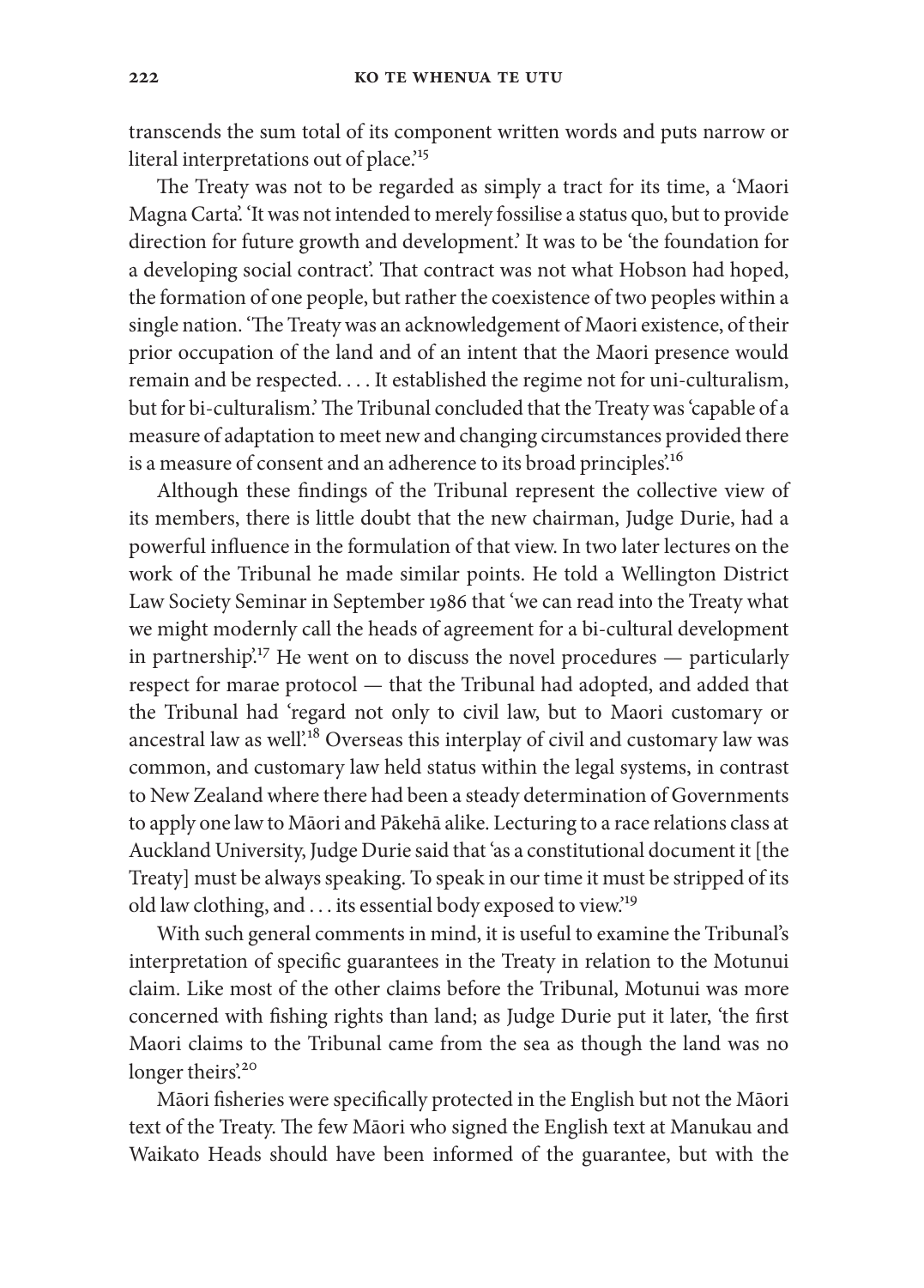transcends the sum total of its component written words and puts narrow or literal interpretations out of place.'[15]

The Treaty was not to be regarded as simply a tract for its time, a 'Maori Magna Carta'. 'It was not intended to merely fossilise a status quo, but to provide direction for future growth and development.' It was to be 'the foundation for a developing social contract'. That contract was not what Hobson had hoped, the formation of one people, but rather the coexistence of two peoples within a single nation. 'The Treaty was an acknowledgement of Maori existence, of their prior occupation of the land and of an intent that the Maori presence would remain and be respected. . . . It established the regime not for uni-culturalism, but for bi-culturalism.' The Tribunal concluded that the Treaty was 'capable of a measure of adaptation to meet new and changing circumstances provided there is a measure of consent and an adherence to its broad principles'.[16]

Although these findings of the Tribunal represent the collective view of its members, there is little doubt that the new chairman, Judge Durie, had a powerful influence in the formulation of that view. In two later lectures on the work of the Tribunal he made similar points. He told a Wellington District Law Society Seminar in September 1986 that 'we can read into the Treaty what we might modernly call the heads of agreement for a bi-cultural development in partnership'.[17] He went on to discuss the novel procedures — particularly respect for marae protocol — that the Tribunal had adopted, and added that the Tribunal had 'regard not only to civil law, but to Maori customary or ancestral law as well'.[18] Overseas this interplay of civil and customary law was common, and customary law held status within the legal systems, in contrast to New Zealand where there had been a steady determination of Governments to apply one law to Māori and Pākehā alike. Lecturing to a race relations class at Auckland University, Judge Durie said that 'as a constitutional document it [the Treaty] must be always speaking. To speak in our time it must be stripped of its old law clothing, and . . . its essential body exposed to view.'[19]

With such general comments in mind, it is useful to examine the Tribunal's interpretation of specific guarantees in the Treaty in relation to the Motunui claim. Like most of the other claims before the Tribunal, Motunui was more concerned with fishing rights than land; as Judge Durie put it later, 'the first Maori claims to the Tribunal came from the sea as though the land was no longer theirs'.[20]

Māori fisheries were specifically protected in the English but not the Māori text of the Treaty. The few Māori who signed the English text at Manukau and Waikato Heads should have been informed of the guarantee, but with the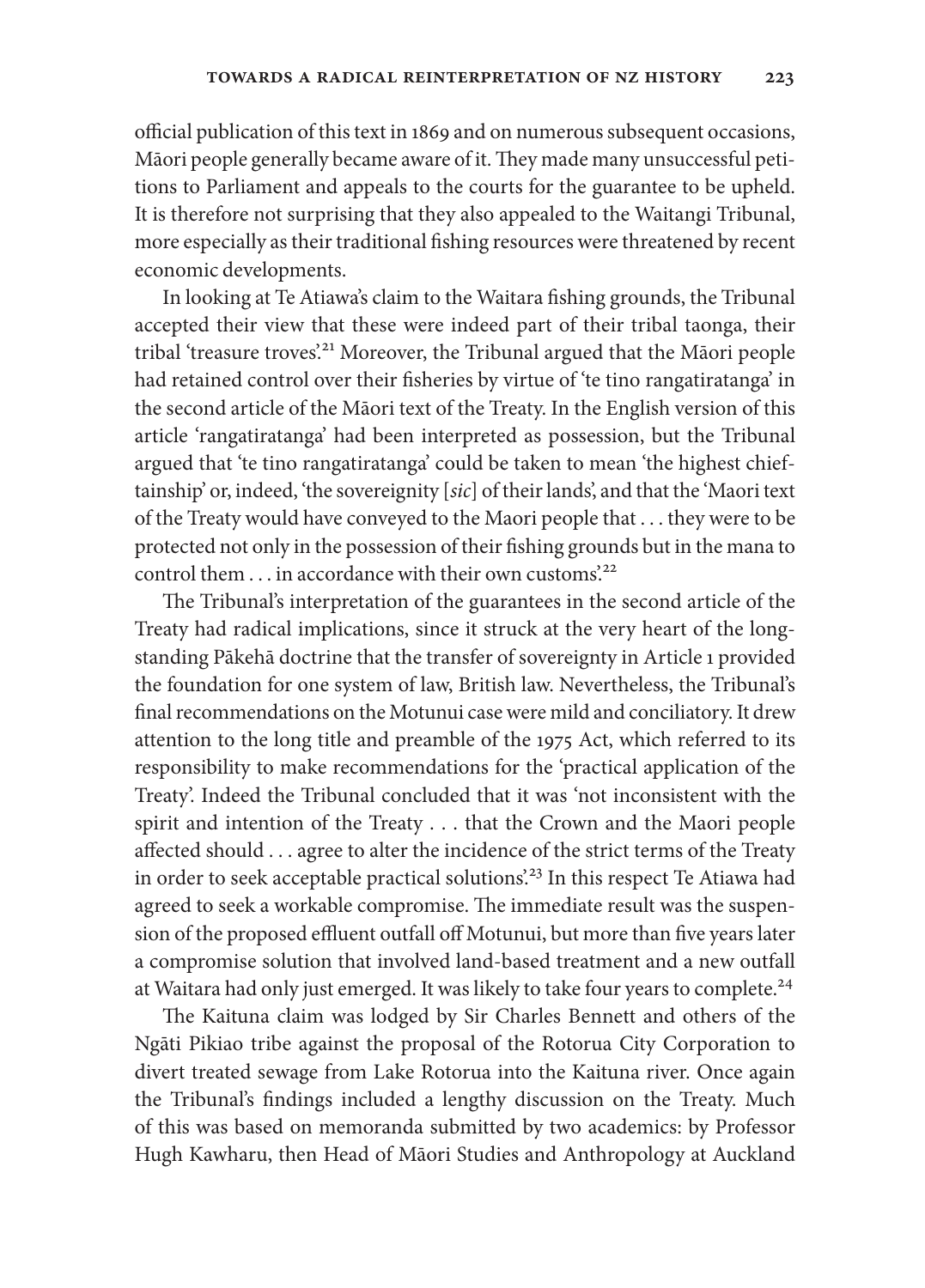official publication of this text in 1869 and on numerous subsequent occasions, Māori people generally became aware of it. They made many unsuccessful petitions to Parliament and appeals to the courts for the guarantee to be upheld. It is therefore not surprising that they also appealed to the Waitangi Tribunal, more especially as their traditional fishing resources were threatened by recent economic developments.

In looking at Te Atiawa's claim to the Waitara fishing grounds, the Tribunal accepted their view that these were indeed part of their tribal taonga, their tribal 'treasure troves'.[21] Moreover, the Tribunal argued that the Māori people had retained control over their fisheries by virtue of 'te tino rangatiratanga' in the second article of the Māori text of the Treaty. In the English version of this article 'rangatiratanga' had been interpreted as possession, but the Tribunal argued that 'te tino rangatiratanga' could be taken to mean 'the highest chieftainship' or, indeed, 'the sovereignity [*sic*] of their lands', and that the 'Maori text of the Treaty would have conveyed to the Maori people that . . . they were to be protected not only in the possession of their fishing grounds but in the mana to control them . . . in accordance with their own customs'.[22]

The Tribunal's interpretation of the guarantees in the second article of the Treaty had radical implications, since it struck at the very heart of the long-standing Pākehā doctrine that the transfer of sovereignty in Article 1 provided the foundation for one system of law, British law. Nevertheless, the Tribunal's final recommendations on the Motunui case were mild and conciliatory. It drew attention to the long title and preamble of the 1975 Act, which referred to its responsibility to make recommendations for the 'practical application of the Treaty'. Indeed the Tribunal concluded that it was 'not inconsistent with the spirit and intention of the Treaty . . . that the Crown and the Maori people affected should . . . agree to alter the incidence of the strict terms of the Treaty in order to seek acceptable practical solutions'.[23] In this respect Te Atiawa had agreed to seek a workable compromise. The immediate result was the suspension of the proposed effluent outfall off Motunui, but more than five years later a compromise solution that involved land-based treatment and a new outfall at Waitara had only just emerged. It was likely to take four years to complete.[24]

The Kaituna claim was lodged by Sir Charles Bennett and others of the Ngāti Pikiao tribe against the proposal of the Rotorua City Corporation to divert treated sewage from Lake Rotorua into the Kaituna river. Once again the Tribunal's findings included a lengthy discussion on the Treaty. Much of this was based on memoranda submitted by two academics: by Professor Hugh Kawharu, then Head of Māori Studies and Anthropology at Auckland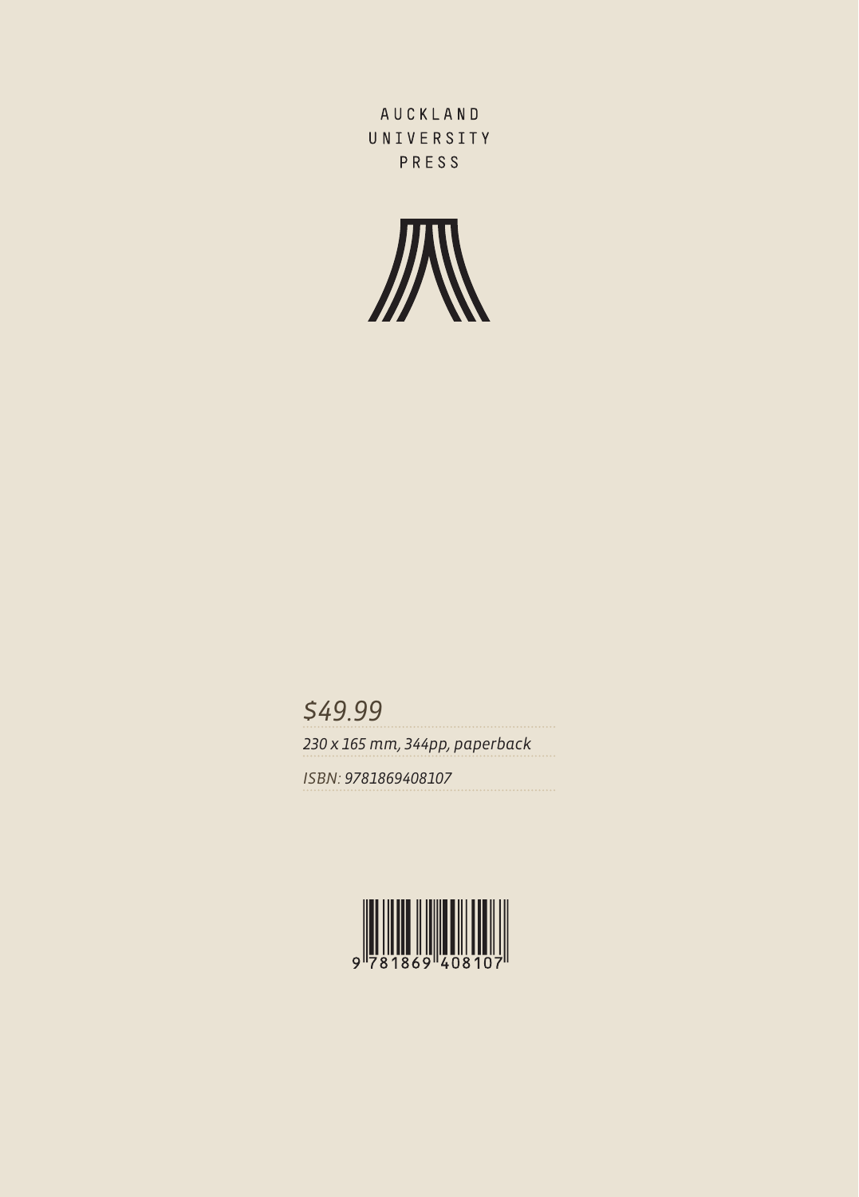AUCKLAND
UNIVERSITY
PRESS

*$49.99*

*230 x 165 mm, 344pp, paperback*

*ISBN: 9781869408107*

9 781869 408107